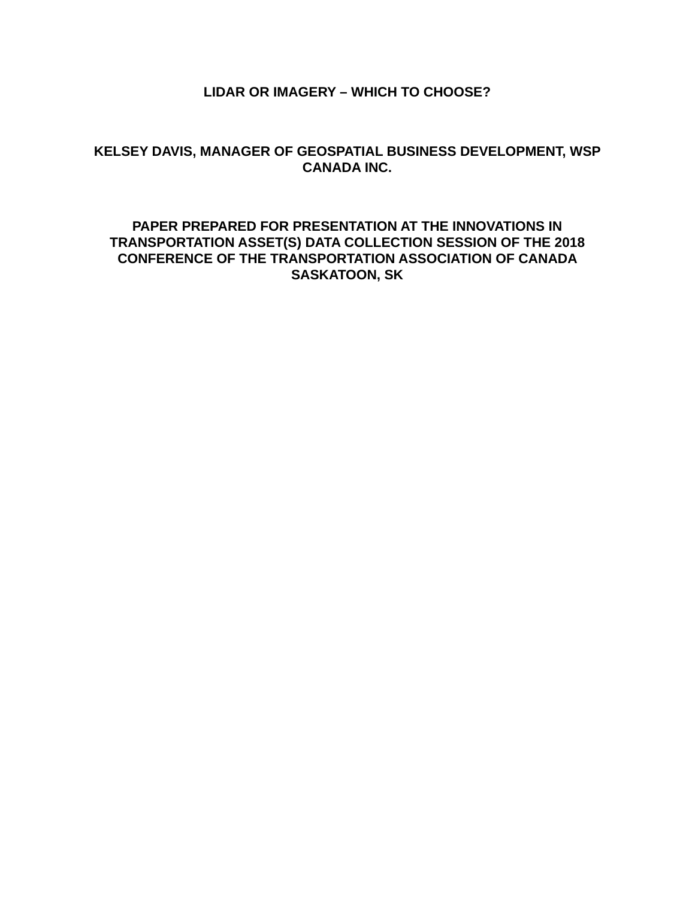# LIDAR OR IMAGERY – WHICH TO CHOOSE?

**KELSEY DAVIS, MANAGER OF GEOSPATIAL BUSINESS DEVELOPMENT, WSP CANADA INC.**

**PAPER PREPARED FOR PRESENTATION AT THE INNOVATIONS IN TRANSPORTATION ASSET(S) DATA COLLECTION SESSION OF THE 2018 CONFERENCE OF THE TRANSPORTATION ASSOCIATION OF CANADA SASKATOON, SK**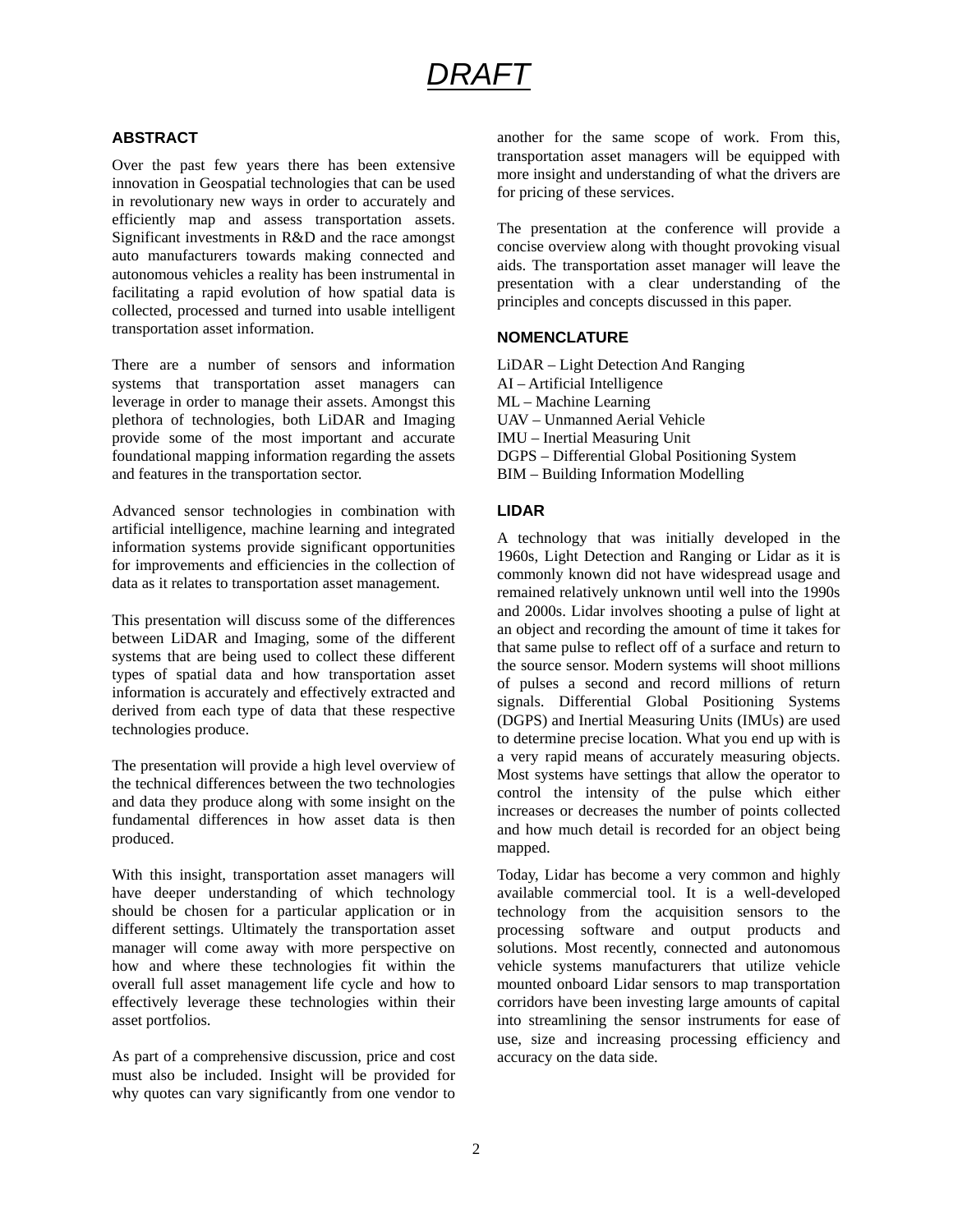*DRAFT*

## ABSTRACT

Over the past few years there has been extensive innovation in Geospatial technologies that can be used in revolutionary new ways in order to accurately and efficiently map and assess transportation assets. Significant investments in R&D and the race amongst auto manufacturers towards making connected and autonomous vehicles a reality has been instrumental in facilitating a rapid evolution of how spatial data is collected, processed and turned into usable intelligent transportation asset information.

There are a number of sensors and information systems that transportation asset managers can leverage in order to manage their assets. Amongst this plethora of technologies, both LiDAR and Imaging provide some of the most important and accurate foundational mapping information regarding the assets and features in the transportation sector.

Advanced sensor technologies in combination with artificial intelligence, machine learning and integrated information systems provide significant opportunities for improvements and efficiencies in the collection of data as it relates to transportation asset management.

This presentation will discuss some of the differences between LiDAR and Imaging, some of the different systems that are being used to collect these different types of spatial data and how transportation asset information is accurately and effectively extracted and derived from each type of data that these respective technologies produce.

The presentation will provide a high level overview of the technical differences between the two technologies and data they produce along with some insight on the fundamental differences in how asset data is then produced.

With this insight, transportation asset managers will have deeper understanding of which technology should be chosen for a particular application or in different settings. Ultimately the transportation asset manager will come away with more perspective on how and where these technologies fit within the overall full asset management life cycle and how to effectively leverage these technologies within their asset portfolios.

As part of a comprehensive discussion, price and cost must also be included. Insight will be provided for why quotes can vary significantly from one vendor to another for the same scope of work. From this, transportation asset managers will be equipped with more insight and understanding of what the drivers are for pricing of these services.

The presentation at the conference will provide a concise overview along with thought provoking visual aids. The transportation asset manager will leave the presentation with a clear understanding of the principles and concepts discussed in this paper.

## NOMENCLATURE

LiDAR – Light Detection And Ranging
AI – Artificial Intelligence
ML – Machine Learning
UAV – Unmanned Aerial Vehicle
IMU – Inertial Measuring Unit
DGPS – Differential Global Positioning System
BIM – Building Information Modelling

## LIDAR

A technology that was initially developed in the 1960s, Light Detection and Ranging or Lidar as it is commonly known did not have widespread usage and remained relatively unknown until well into the 1990s and 2000s. Lidar involves shooting a pulse of light at an object and recording the amount of time it takes for that same pulse to reflect off of a surface and return to the source sensor. Modern systems will shoot millions of pulses a second and record millions of return signals. Differential Global Positioning Systems (DGPS) and Inertial Measuring Units (IMUs) are used to determine precise location. What you end up with is a very rapid means of accurately measuring objects. Most systems have settings that allow the operator to control the intensity of the pulse which either increases or decreases the number of points collected and how much detail is recorded for an object being mapped.

Today, Lidar has become a very common and highly available commercial tool. It is a well-developed technology from the acquisition sensors to the processing software and output products and solutions. Most recently, connected and autonomous vehicle systems manufacturers that utilize vehicle mounted onboard Lidar sensors to map transportation corridors have been investing large amounts of capital into streamlining the sensor instruments for ease of use, size and increasing processing efficiency and accuracy on the data side.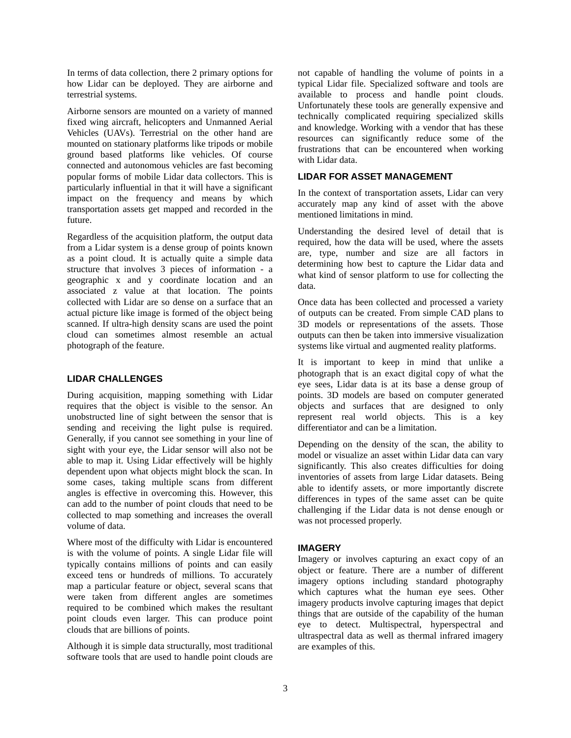In terms of data collection, there 2 primary options for how Lidar can be deployed. They are airborne and terrestrial systems.

Airborne sensors are mounted on a variety of manned fixed wing aircraft, helicopters and Unmanned Aerial Vehicles (UAVs). Terrestrial on the other hand are mounted on stationary platforms like tripods or mobile ground based platforms like vehicles. Of course connected and autonomous vehicles are fast becoming popular forms of mobile Lidar data collectors. This is particularly influential in that it will have a significant impact on the frequency and means by which transportation assets get mapped and recorded in the future.

Regardless of the acquisition platform, the output data from a Lidar system is a dense group of points known as a point cloud. It is actually quite a simple data structure that involves 3 pieces of information - a geographic x and y coordinate location and an associated z value at that location. The points collected with Lidar are so dense on a surface that an actual picture like image is formed of the object being scanned. If ultra-high density scans are used the point cloud can sometimes almost resemble an actual photograph of the feature.

## LIDAR CHALLENGES

During acquisition, mapping something with Lidar requires that the object is visible to the sensor. An unobstructed line of sight between the sensor that is sending and receiving the light pulse is required. Generally, if you cannot see something in your line of sight with your eye, the Lidar sensor will also not be able to map it. Using Lidar effectively will be highly dependent upon what objects might block the scan. In some cases, taking multiple scans from different angles is effective in overcoming this. However, this can add to the number of point clouds that need to be collected to map something and increases the overall volume of data.

Where most of the difficulty with Lidar is encountered is with the volume of points. A single Lidar file will typically contains millions of points and can easily exceed tens or hundreds of millions. To accurately map a particular feature or object, several scans that were taken from different angles are sometimes required to be combined which makes the resultant point clouds even larger. This can produce point clouds that are billions of points.

Although it is simple data structurally, most traditional software tools that are used to handle point clouds are not capable of handling the volume of points in a typical Lidar file. Specialized software and tools are available to process and handle point clouds. Unfortunately these tools are generally expensive and technically complicated requiring specialized skills and knowledge. Working with a vendor that has these resources can significantly reduce some of the frustrations that can be encountered when working with Lidar data.

## LIDAR FOR ASSET MANAGEMENT

In the context of transportation assets, Lidar can very accurately map any kind of asset with the above mentioned limitations in mind.

Understanding the desired level of detail that is required, how the data will be used, where the assets are, type, number and size are all factors in determining how best to capture the Lidar data and what kind of sensor platform to use for collecting the data.

Once data has been collected and processed a variety of outputs can be created. From simple CAD plans to 3D models or representations of the assets. Those outputs can then be taken into immersive visualization systems like virtual and augmented reality platforms.

It is important to keep in mind that unlike a photograph that is an exact digital copy of what the eye sees, Lidar data is at its base a dense group of points. 3D models are based on computer generated objects and surfaces that are designed to only represent real world objects. This is a key differentiator and can be a limitation.

Depending on the density of the scan, the ability to model or visualize an asset within Lidar data can vary significantly. This also creates difficulties for doing inventories of assets from large Lidar datasets. Being able to identify assets, or more importantly discrete differences in types of the same asset can be quite challenging if the Lidar data is not dense enough or was not processed properly.

## IMAGERY

Imagery or involves capturing an exact copy of an object or feature. There are a number of different imagery options including standard photography which captures what the human eye sees. Other imagery products involve capturing images that depict things that are outside of the capability of the human eye to detect. Multispectral, hyperspectral and ultraspectral data as well as thermal infrared imagery are examples of this.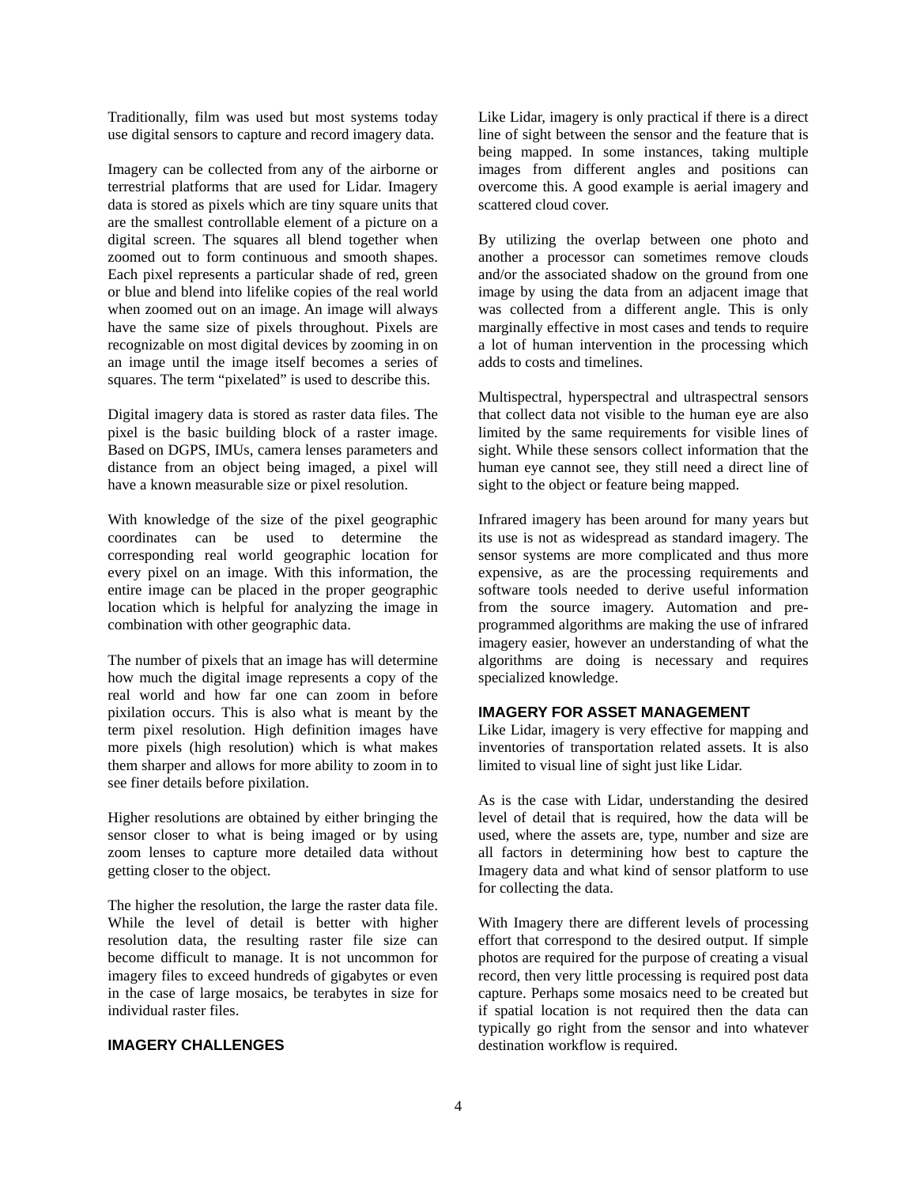Traditionally, film was used but most systems today use digital sensors to capture and record imagery data.

Imagery can be collected from any of the airborne or terrestrial platforms that are used for Lidar. Imagery data is stored as pixels which are tiny square units that are the smallest controllable element of a picture on a digital screen. The squares all blend together when zoomed out to form continuous and smooth shapes. Each pixel represents a particular shade of red, green or blue and blend into lifelike copies of the real world when zoomed out on an image. An image will always have the same size of pixels throughout. Pixels are recognizable on most digital devices by zooming in on an image until the image itself becomes a series of squares. The term "pixelated" is used to describe this.

Digital imagery data is stored as raster data files. The pixel is the basic building block of a raster image. Based on DGPS, IMUs, camera lenses parameters and distance from an object being imaged, a pixel will have a known measurable size or pixel resolution.

With knowledge of the size of the pixel geographic coordinates can be used to determine the corresponding real world geographic location for every pixel on an image. With this information, the entire image can be placed in the proper geographic location which is helpful for analyzing the image in combination with other geographic data.

The number of pixels that an image has will determine how much the digital image represents a copy of the real world and how far one can zoom in before pixilation occurs. This is also what is meant by the term pixel resolution. High definition images have more pixels (high resolution) which is what makes them sharper and allows for more ability to zoom in to see finer details before pixilation.

Higher resolutions are obtained by either bringing the sensor closer to what is being imaged or by using zoom lenses to capture more detailed data without getting closer to the object.

The higher the resolution, the large the raster data file. While the level of detail is better with higher resolution data, the resulting raster file size can become difficult to manage. It is not uncommon for imagery files to exceed hundreds of gigabytes or even in the case of large mosaics, be terabytes in size for individual raster files.

## IMAGERY CHALLENGES

Like Lidar, imagery is only practical if there is a direct line of sight between the sensor and the feature that is being mapped. In some instances, taking multiple images from different angles and positions can overcome this. A good example is aerial imagery and scattered cloud cover.

By utilizing the overlap between one photo and another a processor can sometimes remove clouds and/or the associated shadow on the ground from one image by using the data from an adjacent image that was collected from a different angle. This is only marginally effective in most cases and tends to require a lot of human intervention in the processing which adds to costs and timelines.

Multispectral, hyperspectral and ultraspectral sensors that collect data not visible to the human eye are also limited by the same requirements for visible lines of sight. While these sensors collect information that the human eye cannot see, they still need a direct line of sight to the object or feature being mapped.

Infrared imagery has been around for many years but its use is not as widespread as standard imagery. The sensor systems are more complicated and thus more expensive, as are the processing requirements and software tools needed to derive useful information from the source imagery. Automation and pre-programmed algorithms are making the use of infrared imagery easier, however an understanding of what the algorithms are doing is necessary and requires specialized knowledge.

## IMAGERY FOR ASSET MANAGEMENT

Like Lidar, imagery is very effective for mapping and inventories of transportation related assets. It is also limited to visual line of sight just like Lidar.

As is the case with Lidar, understanding the desired level of detail that is required, how the data will be used, where the assets are, type, number and size are all factors in determining how best to capture the Imagery data and what kind of sensor platform to use for collecting the data.

With Imagery there are different levels of processing effort that correspond to the desired output. If simple photos are required for the purpose of creating a visual record, then very little processing is required post data capture. Perhaps some mosaics need to be created but if spatial location is not required then the data can typically go right from the sensor and into whatever destination workflow is required.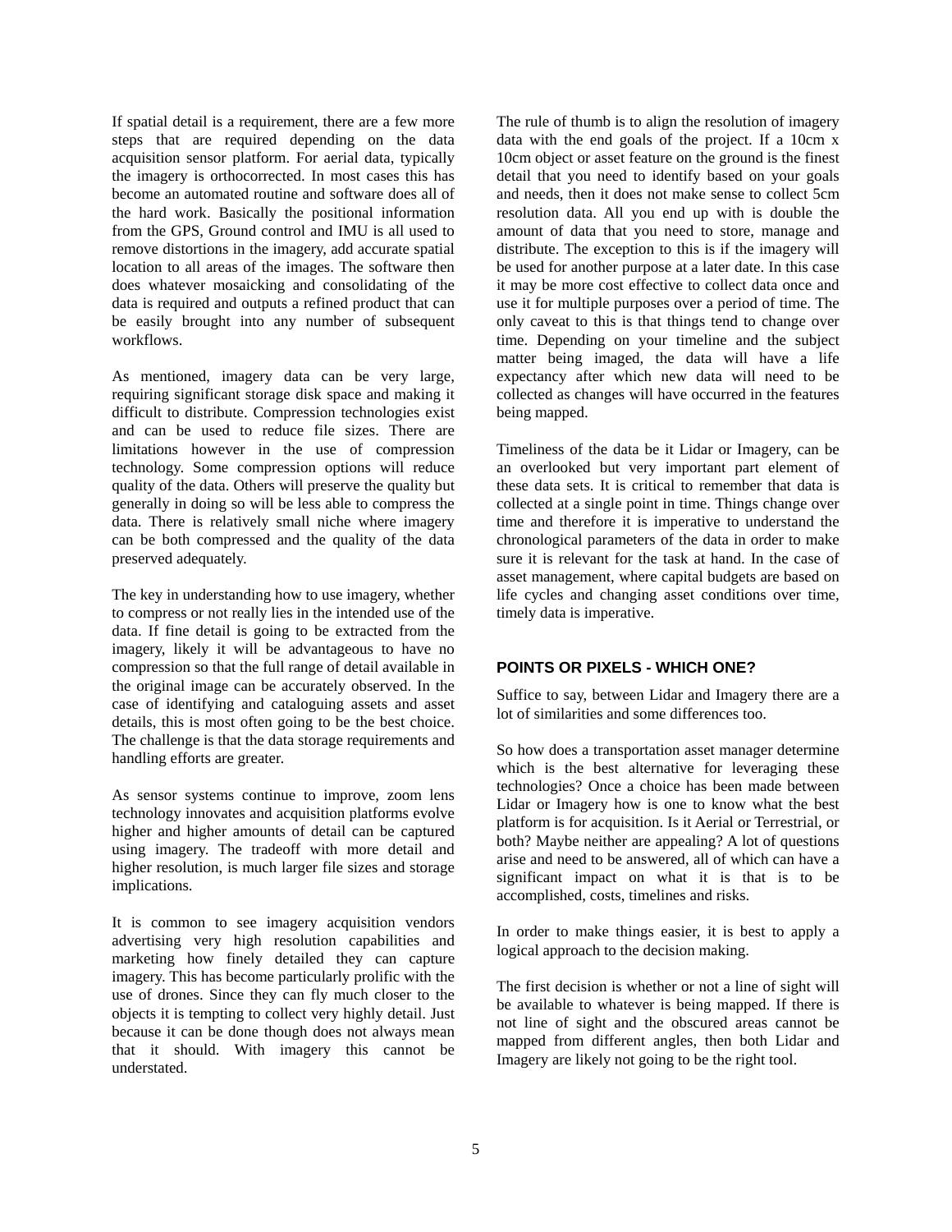If spatial detail is a requirement, there are a few more steps that are required depending on the data acquisition sensor platform. For aerial data, typically the imagery is orthocorrected. In most cases this has become an automated routine and software does all of the hard work. Basically the positional information from the GPS, Ground control and IMU is all used to remove distortions in the imagery, add accurate spatial location to all areas of the images. The software then does whatever mosaicking and consolidating of the data is required and outputs a refined product that can be easily brought into any number of subsequent workflows.

As mentioned, imagery data can be very large, requiring significant storage disk space and making it difficult to distribute. Compression technologies exist and can be used to reduce file sizes. There are limitations however in the use of compression technology. Some compression options will reduce quality of the data. Others will preserve the quality but generally in doing so will be less able to compress the data. There is relatively small niche where imagery can be both compressed and the quality of the data preserved adequately.

The key in understanding how to use imagery, whether to compress or not really lies in the intended use of the data. If fine detail is going to be extracted from the imagery, likely it will be advantageous to have no compression so that the full range of detail available in the original image can be accurately observed. In the case of identifying and cataloguing assets and asset details, this is most often going to be the best choice. The challenge is that the data storage requirements and handling efforts are greater.

As sensor systems continue to improve, zoom lens technology innovates and acquisition platforms evolve higher and higher amounts of detail can be captured using imagery. The tradeoff with more detail and higher resolution, is much larger file sizes and storage implications.

It is common to see imagery acquisition vendors advertising very high resolution capabilities and marketing how finely detailed they can capture imagery. This has become particularly prolific with the use of drones. Since they can fly much closer to the objects it is tempting to collect very highly detail. Just because it can be done though does not always mean that it should. With imagery this cannot be understated.

The rule of thumb is to align the resolution of imagery data with the end goals of the project. If a 10cm x 10cm object or asset feature on the ground is the finest detail that you need to identify based on your goals and needs, then it does not make sense to collect 5cm resolution data. All you end up with is double the amount of data that you need to store, manage and distribute. The exception to this is if the imagery will be used for another purpose at a later date. In this case it may be more cost effective to collect data once and use it for multiple purposes over a period of time. The only caveat to this is that things tend to change over time. Depending on your timeline and the subject matter being imaged, the data will have a life expectancy after which new data will need to be collected as changes will have occurred in the features being mapped.

Timeliness of the data be it Lidar or Imagery, can be an overlooked but very important part element of these data sets. It is critical to remember that data is collected at a single point in time. Things change over time and therefore it is imperative to understand the chronological parameters of the data in order to make sure it is relevant for the task at hand. In the case of asset management, where capital budgets are based on life cycles and changing asset conditions over time, timely data is imperative.

## POINTS OR PIXELS - WHICH ONE?

Suffice to say, between Lidar and Imagery there are a lot of similarities and some differences too.

So how does a transportation asset manager determine which is the best alternative for leveraging these technologies? Once a choice has been made between Lidar or Imagery how is one to know what the best platform is for acquisition. Is it Aerial or Terrestrial, or both? Maybe neither are appealing? A lot of questions arise and need to be answered, all of which can have a significant impact on what it is that is to be accomplished, costs, timelines and risks.

In order to make things easier, it is best to apply a logical approach to the decision making.

The first decision is whether or not a line of sight will be available to whatever is being mapped. If there is not line of sight and the obscured areas cannot be mapped from different angles, then both Lidar and Imagery are likely not going to be the right tool.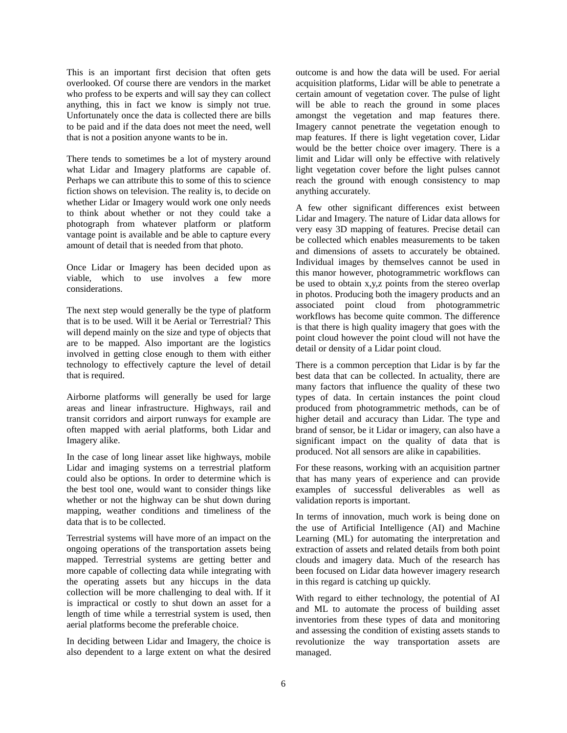This is an important first decision that often gets overlooked. Of course there are vendors in the market who profess to be experts and will say they can collect anything, this in fact we know is simply not true. Unfortunately once the data is collected there are bills to be paid and if the data does not meet the need, well that is not a position anyone wants to be in.

There tends to sometimes be a lot of mystery around what Lidar and Imagery platforms are capable of. Perhaps we can attribute this to some of this to science fiction shows on television. The reality is, to decide on whether Lidar or Imagery would work one only needs to think about whether or not they could take a photograph from whatever platform or platform vantage point is available and be able to capture every amount of detail that is needed from that photo.

Once Lidar or Imagery has been decided upon as viable, which to use involves a few more considerations.

The next step would generally be the type of platform that is to be used. Will it be Aerial or Terrestrial? This will depend mainly on the size and type of objects that are to be mapped. Also important are the logistics involved in getting close enough to them with either technology to effectively capture the level of detail that is required.

Airborne platforms will generally be used for large areas and linear infrastructure. Highways, rail and transit corridors and airport runways for example are often mapped with aerial platforms, both Lidar and Imagery alike.

In the case of long linear asset like highways, mobile Lidar and imaging systems on a terrestrial platform could also be options. In order to determine which is the best tool one, would want to consider things like whether or not the highway can be shut down during mapping, weather conditions and timeliness of the data that is to be collected.

Terrestrial systems will have more of an impact on the ongoing operations of the transportation assets being mapped. Terrestrial systems are getting better and more capable of collecting data while integrating with the operating assets but any hiccups in the data collection will be more challenging to deal with. If it is impractical or costly to shut down an asset for a length of time while a terrestrial system is used, then aerial platforms become the preferable choice.

In deciding between Lidar and Imagery, the choice is also dependent to a large extent on what the desired outcome is and how the data will be used. For aerial acquisition platforms, Lidar will be able to penetrate a certain amount of vegetation cover. The pulse of light will be able to reach the ground in some places amongst the vegetation and map features there. Imagery cannot penetrate the vegetation enough to map features. If there is light vegetation cover, Lidar would be the better choice over imagery. There is a limit and Lidar will only be effective with relatively light vegetation cover before the light pulses cannot reach the ground with enough consistency to map anything accurately.

A few other significant differences exist between Lidar and Imagery. The nature of Lidar data allows for very easy 3D mapping of features. Precise detail can be collected which enables measurements to be taken and dimensions of assets to accurately be obtained. Individual images by themselves cannot be used in this manor however, photogrammetric workflows can be used to obtain x,y,z points from the stereo overlap in photos. Producing both the imagery products and an associated point cloud from photogrammetric workflows has become quite common. The difference is that there is high quality imagery that goes with the point cloud however the point cloud will not have the detail or density of a Lidar point cloud.

There is a common perception that Lidar is by far the best data that can be collected. In actuality, there are many factors that influence the quality of these two types of data. In certain instances the point cloud produced from photogrammetric methods, can be of higher detail and accuracy than Lidar. The type and brand of sensor, be it Lidar or imagery, can also have a significant impact on the quality of data that is produced. Not all sensors are alike in capabilities.

For these reasons, working with an acquisition partner that has many years of experience and can provide examples of successful deliverables as well as validation reports is important.

In terms of innovation, much work is being done on the use of Artificial Intelligence (AI) and Machine Learning (ML) for automating the interpretation and extraction of assets and related details from both point clouds and imagery data. Much of the research has been focused on Lidar data however imagery research in this regard is catching up quickly.

With regard to either technology, the potential of AI and ML to automate the process of building asset inventories from these types of data and monitoring and assessing the condition of existing assets stands to revolutionize the way transportation assets are managed.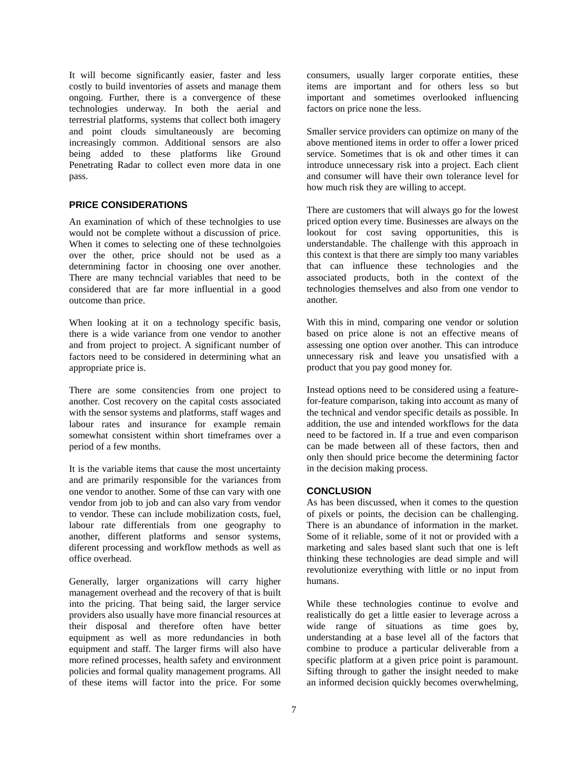It will become significantly easier, faster and less costly to build inventories of assets and manage them ongoing. Further, there is a convergence of these technologies underway. In both the aerial and terrestrial platforms, systems that collect both imagery and point clouds simultaneously are becoming increasingly common. Additional sensors are also being added to these platforms like Ground Penetrating Radar to collect even more data in one pass.

## PRICE CONSIDERATIONS

An examination of which of these technolgies to use would not be complete without a discussion of price. When it comes to selecting one of these technolgoies over the other, price should not be used as a deternmining factor in choosing one over another. There are many techncial variables that need to be considered that are far more influential in a good outcome than price.

When looking at it on a technology specific basis, there is a wide variance from one vendor to another and from project to project. A significant number of factors need to be considered in determining what an appropriate price is.

There are some consitencies from one project to another. Cost recovery on the capital costs associated with the sensor systems and platforms, staff wages and labour rates and insurance for example remain somewhat consistent within short timeframes over a period of a few months.

It is the variable items that cause the most uncertainty and are primarily responsible for the variances from one vendor to another. Some of thse can vary with one vendor from job to job and can also vary from vendor to vendor. These can include mobilization costs, fuel, labour rate differentials from one geography to another, different platforms and sensor systems, diferent processing and workflow methods as well as office overhead.

Generally, larger organizations will carry higher management overhead and the recovery of that is built into the pricing. That being said, the larger service providers also usually have more financial resources at their disposal and therefore often have better equipment as well as more redundancies in both equipment and staff. The larger firms will also have more refined processes, health safety and environment policies and formal quality management programs. All of these items will factor into the price. For some consumers, usually larger corporate entities, these items are important and for others less so but important and sometimes overlooked influencing factors on price none the less.

Smaller service providers can optimize on many of the above mentioned items in order to offer a lower priced service. Sometimes that is ok and other times it can introduce unnecessary risk into a project. Each client and consumer will have their own tolerance level for how much risk they are willing to accept.

There are customers that will always go for the lowest priced option every time. Businesses are always on the lookout for cost saving opportunities, this is understandable. The challenge with this approach in this context is that there are simply too many variables that can influence these technologies and the associated products, both in the context of the technologies themselves and also from one vendor to another.

With this in mind, comparing one vendor or solution based on price alone is not an effective means of assessing one option over another. This can introduce unnecessary risk and leave you unsatisfied with a product that you pay good money for.

Instead options need to be considered using a feature-for-feature comparison, taking into account as many of the technical and vendor specific details as possible. In addition, the use and intended workflows for the data need to be factored in. If a true and even comparison can be made between all of these factors, then and only then should price become the determining factor in the decision making process.

## CONCLUSION

As has been discussed, when it comes to the question of pixels or points, the decision can be challenging. There is an abundance of information in the market. Some of it reliable, some of it not or provided with a marketing and sales based slant such that one is left thinking these technologies are dead simple and will revolutionize everything with little or no input from humans.

While these technologies continue to evolve and realistically do get a little easier to leverage across a wide range of situations as time goes by, understanding at a base level all of the factors that combine to produce a particular deliverable from a specific platform at a given price point is paramount. Sifting through to gather the insight needed to make an informed decision quickly becomes overwhelming,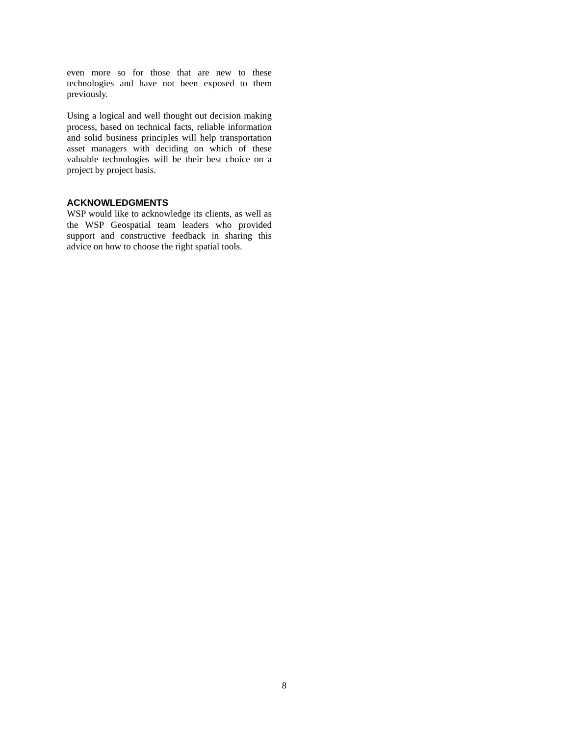even more so for those that are new to these technologies and have not been exposed to them previously.

Using a logical and well thought out decision making process, based on technical facts, reliable information and solid business principles will help transportation asset managers with deciding on which of these valuable technologies will be their best choice on a project by project basis.

## ACKNOWLEDGMENTS

WSP would like to acknowledge its clients, as well as the WSP Geospatial team leaders who provided support and constructive feedback in sharing this advice on how to choose the right spatial tools.